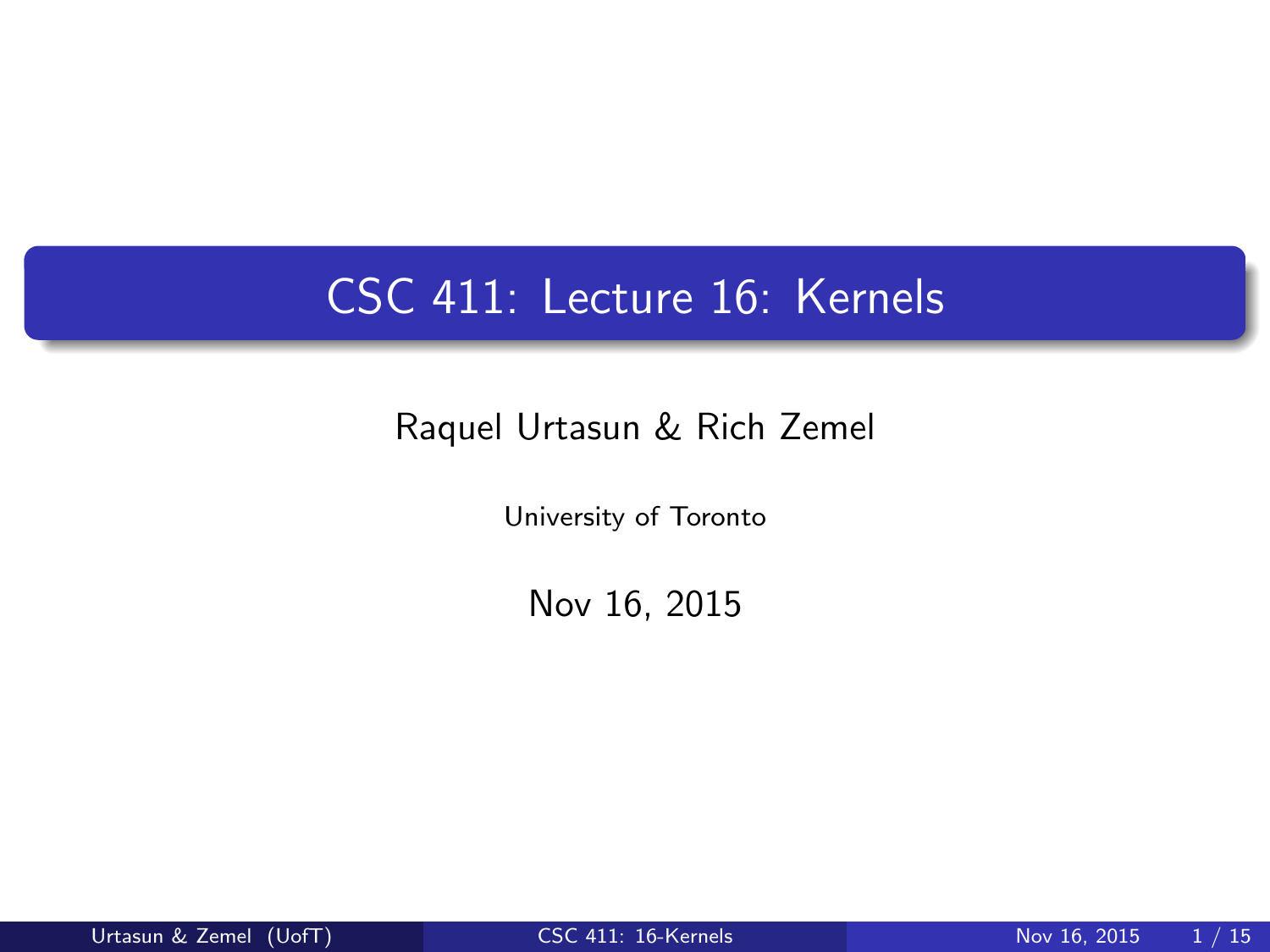# CSC 411: Lecture 16: Kernels

Raquel Urtasun & Rich Zemel

University of Toronto

Nov 16, 2015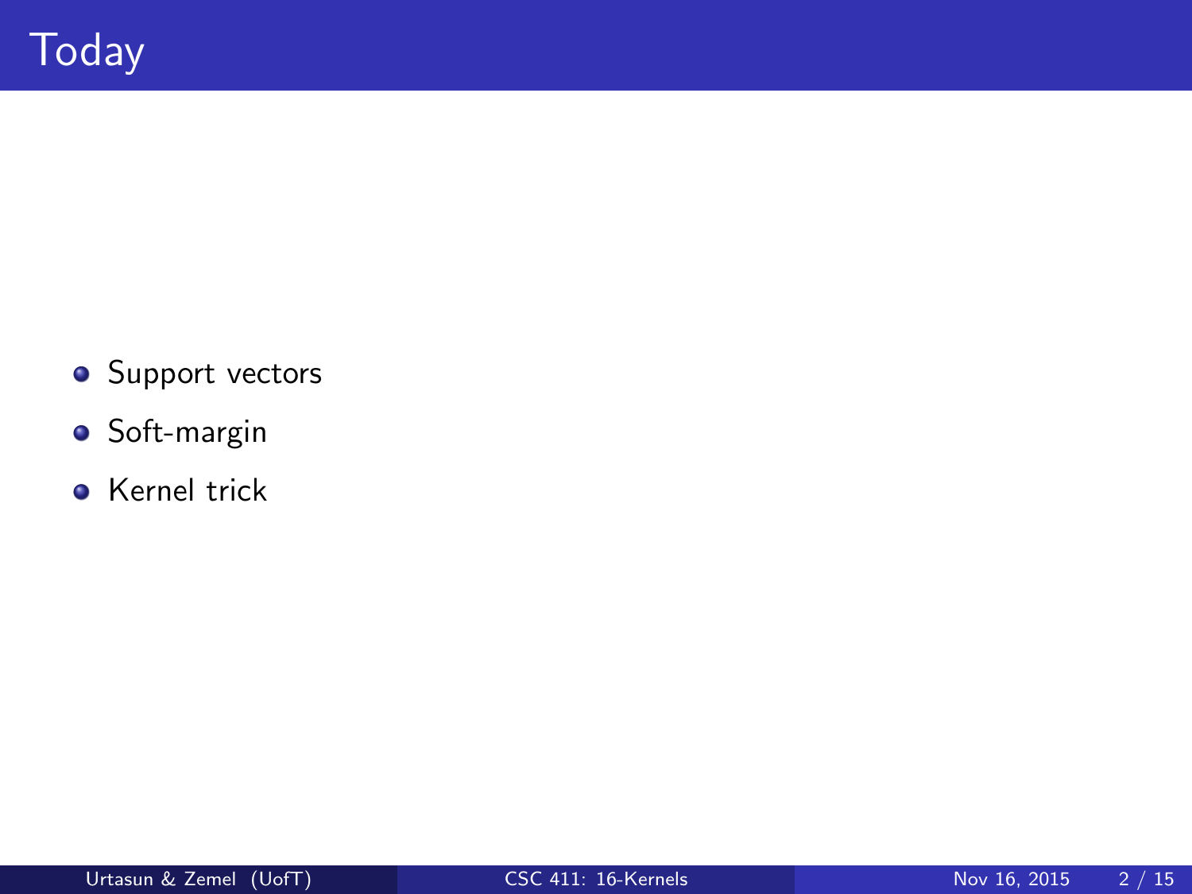# Today

- Support vectors
- Soft-margin
- Kernel trick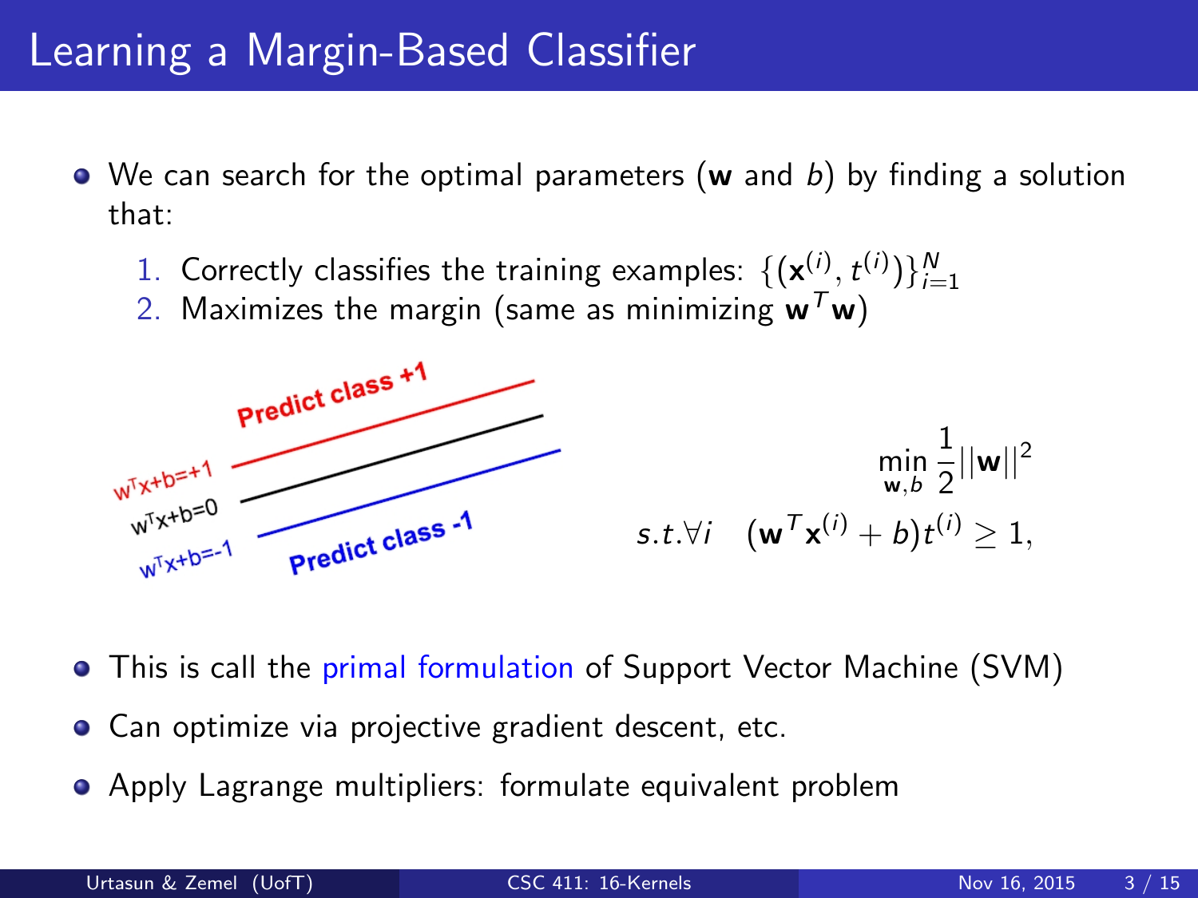# Learning a Margin-Based Classifier

- We can search for the optimal parameters ($\mathbf{w}$ and $b$) by finding a solution that:
  1. Correctly classifies the training examples: $\{(\mathbf{x}^{(i)}, t^{(i)})\}_{i=1}^{N}$
  2. Maximizes the margin (same as minimizing $\mathbf{w}^T\mathbf{w}$)

$$\min_{\mathbf{w},b} \frac{1}{2}||\mathbf{w}||^2$$

$$s.t. \forall i \quad (\mathbf{w}^T\mathbf{x}^{(i)} + b)t^{(i)} \geq 1,$$

- This is call the primal formulation of Support Vector Machine (SVM)
- Can optimize via projective gradient descent, etc.
- Apply Lagrange multipliers: formulate equivalent problem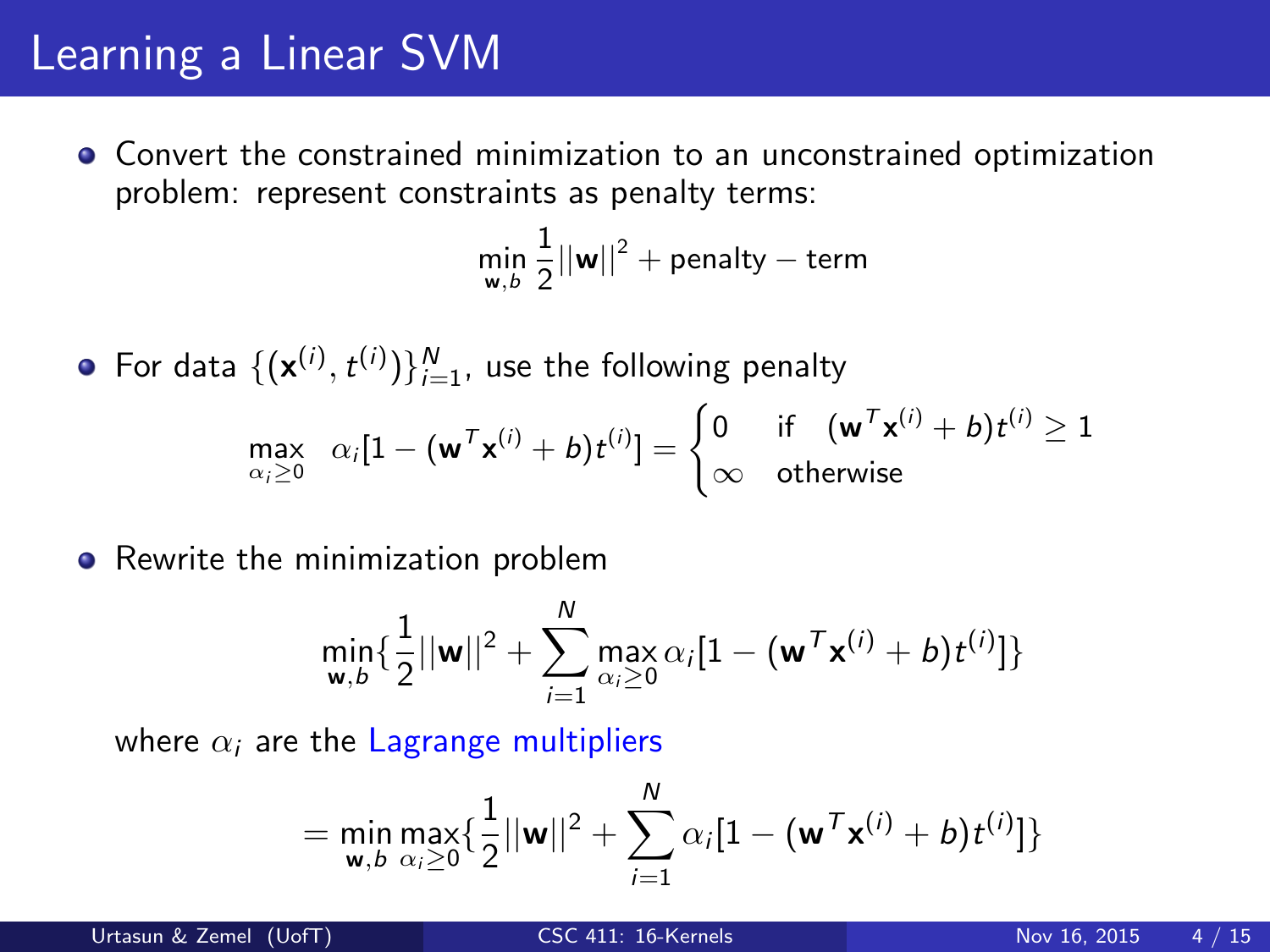# Learning a Linear SVM

- Convert the constrained minimization to an unconstrained optimization problem: represent constraints as penalty terms:

$$\min_{\mathbf{w},b} \frac{1}{2}||\mathbf{w}||^2 + \text{penalty} - \text{term}$$

- For data $\{(\mathbf{x}^{(i)}, t^{(i)})\}_{i=1}^N$, use the following penalty

$$\max_{\alpha_i \geq 0} \quad \alpha_i[1 - (\mathbf{w}^T\mathbf{x}^{(i)} + b)t^{(i)}] = \begin{cases} 0 & \text{if} \quad (\mathbf{w}^T\mathbf{x}^{(i)} + b)t^{(i)} \geq 1 \\ \infty & \text{otherwise} \end{cases}$$

- Rewrite the minimization problem

$$\min_{\mathbf{w},b}\{\frac{1}{2}||\mathbf{w}||^2 + \sum_{i=1}^{N} \max_{\alpha_i \geq 0} \alpha_i[1 - (\mathbf{w}^T\mathbf{x}^{(i)} + b)t^{(i)}]\}$$

where $\alpha_i$ are the Lagrange multipliers

$$= \min_{\mathbf{w},b} \max_{\alpha_i \geq 0}\{\frac{1}{2}||\mathbf{w}||^2 + \sum_{i=1}^{N} \alpha_i[1 - (\mathbf{w}^T\mathbf{x}^{(i)} + b)t^{(i)}]\}$$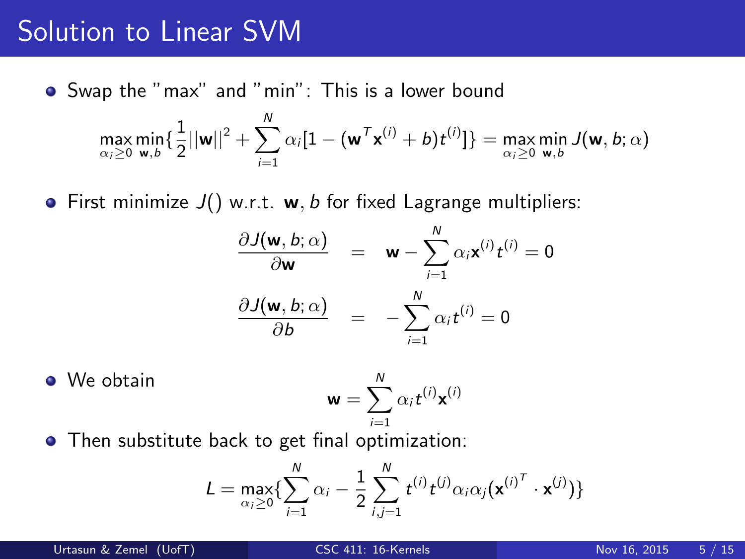# Solution to Linear SVM

- Swap the "max" and "min": This is a lower bound

$$\max_{\alpha_i \geq 0} \min_{\mathbf{w},b} \{ \frac{1}{2} ||\mathbf{w}||^2 + \sum_{i=1}^{N} \alpha_i [1 - (\mathbf{w}^T \mathbf{x}^{(i)} + b) t^{(i)}] \} = \max_{\alpha_i \geq 0} \min_{\mathbf{w},b} J(\mathbf{w}, b; \alpha)$$

- First minimize $J()$ w.r.t. $\mathbf{w}, b$ for fixed Lagrange multipliers:

$$\frac{\partial J(\mathbf{w}, b; \alpha)}{\partial \mathbf{w}} = \mathbf{w} - \sum_{i=1}^{N} \alpha_i \mathbf{x}^{(i)} t^{(i)} = 0$$

$$\frac{\partial J(\mathbf{w}, b; \alpha)}{\partial b} = - \sum_{i=1}^{N} \alpha_i t^{(i)} = 0$$

- We obtain

$$\mathbf{w} = \sum_{i=1}^{N} \alpha_i t^{(i)} \mathbf{x}^{(i)}$$

- Then substitute back to get final optimization:

$$L = \max_{\alpha_i \geq 0} \{ \sum_{i=1}^{N} \alpha_i - \frac{1}{2} \sum_{i,j=1}^{N} t^{(i)} t^{(j)} \alpha_i \alpha_j ({\mathbf{x}^{(i)}}^T \cdot \mathbf{x}^{(j)}) \}$$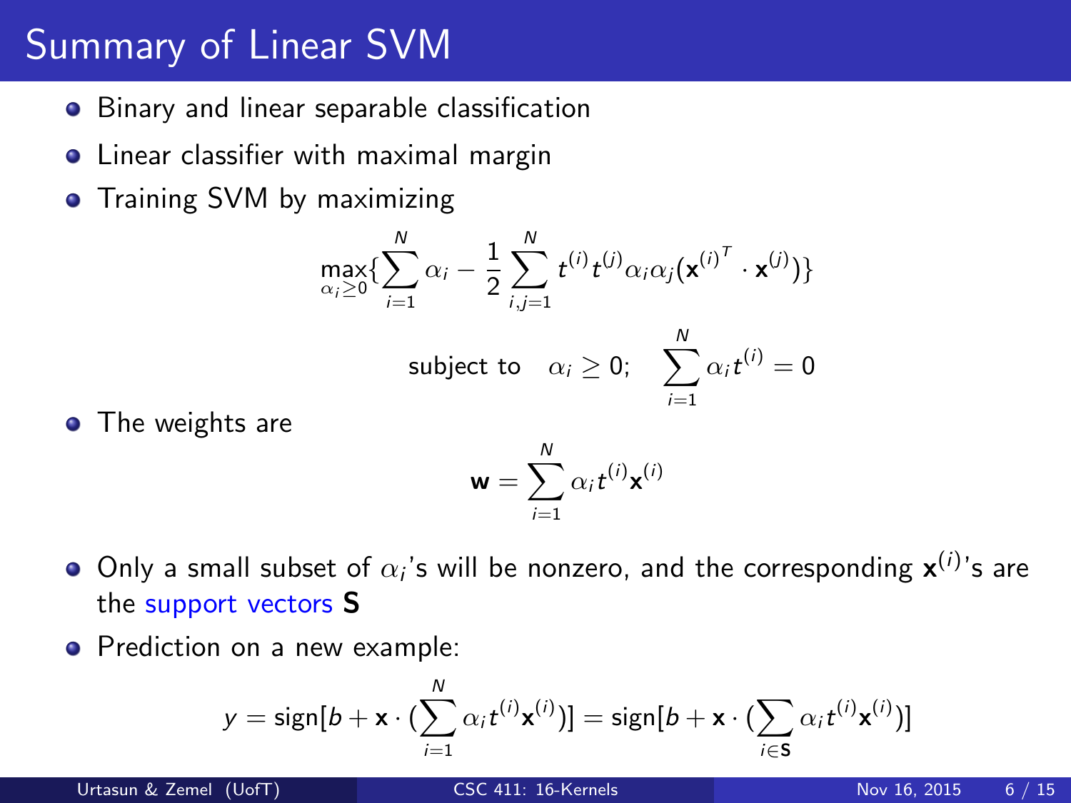# Summary of Linear SVM

- Binary and linear separable classification
- Linear classifier with maximal margin
- Training SVM by maximizing

$$\max_{\alpha_i \geq 0} \{ \sum_{i=1}^{N} \alpha_i - \frac{1}{2} \sum_{i,j=1}^{N} t^{(i)} t^{(j)} \alpha_i \alpha_j (\mathbf{x}^{(i)^T} \cdot \mathbf{x}^{(j)}) \}$$

$$\text{subject to} \quad \alpha_i \geq 0; \quad \sum_{i=1}^{N} \alpha_i t^{(i)} = 0$$

- The weights are

$$\mathbf{w} = \sum_{i=1}^{N} \alpha_i t^{(i)} \mathbf{x}^{(i)}$$

- Only a small subset of $\alpha_i$'s will be nonzero, and the corresponding $\mathbf{x}^{(i)}$'s are the support vectors $\mathbf{S}$
- Prediction on a new example:

$$y = \text{sign}[b + \mathbf{x} \cdot (\sum_{i=1}^{N} \alpha_i t^{(i)} \mathbf{x}^{(i)})] = \text{sign}[b + \mathbf{x} \cdot (\sum_{i \in \mathbf{S}} \alpha_i t^{(i)} \mathbf{x}^{(i)})]$$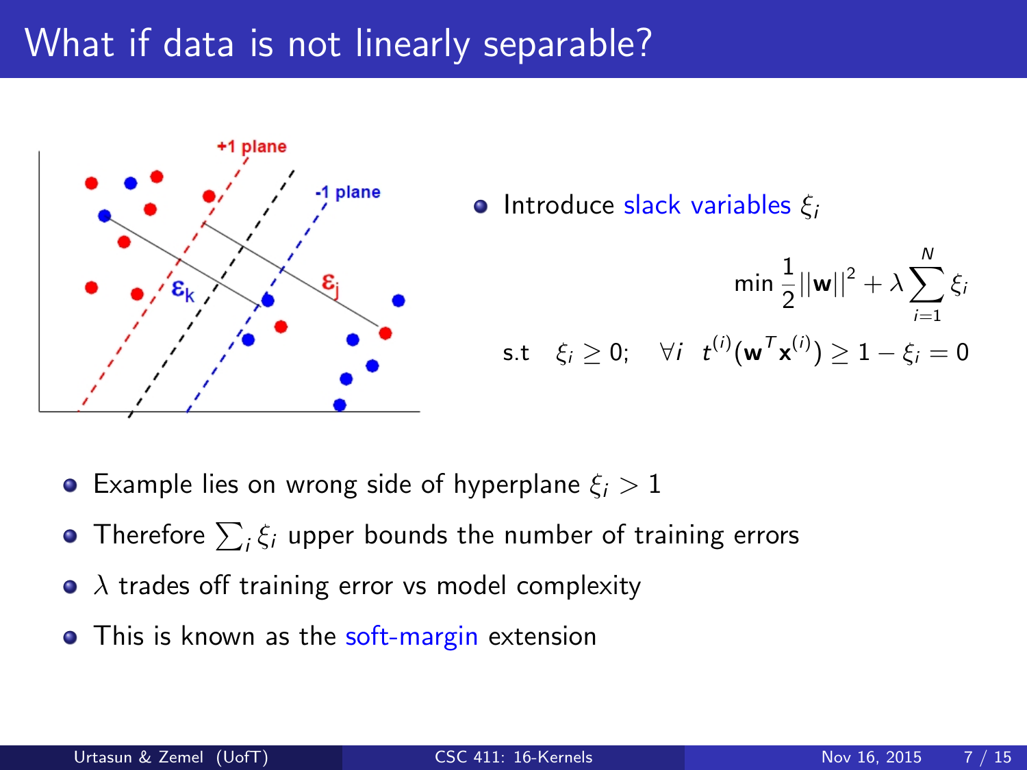# What if data is not linearly separable?

- Introduce slack variables $\xi_i$

$$\min \frac{1}{2}||\mathbf{w}||^2 + \lambda \sum_{i=1}^{N} \xi_i$$

$$\text{s.t} \quad \xi_i \geq 0; \quad \forall i \;\; t^{(i)}(\mathbf{w}^T \mathbf{x}^{(i)}) \geq 1 - \xi_i = 0$$

- Example lies on wrong side of hyperplane $\xi_i > 1$
- Therefore $\sum_i \xi_i$ upper bounds the number of training errors
- $\lambda$ trades off training error vs model complexity
- This is known as the soft-margin extension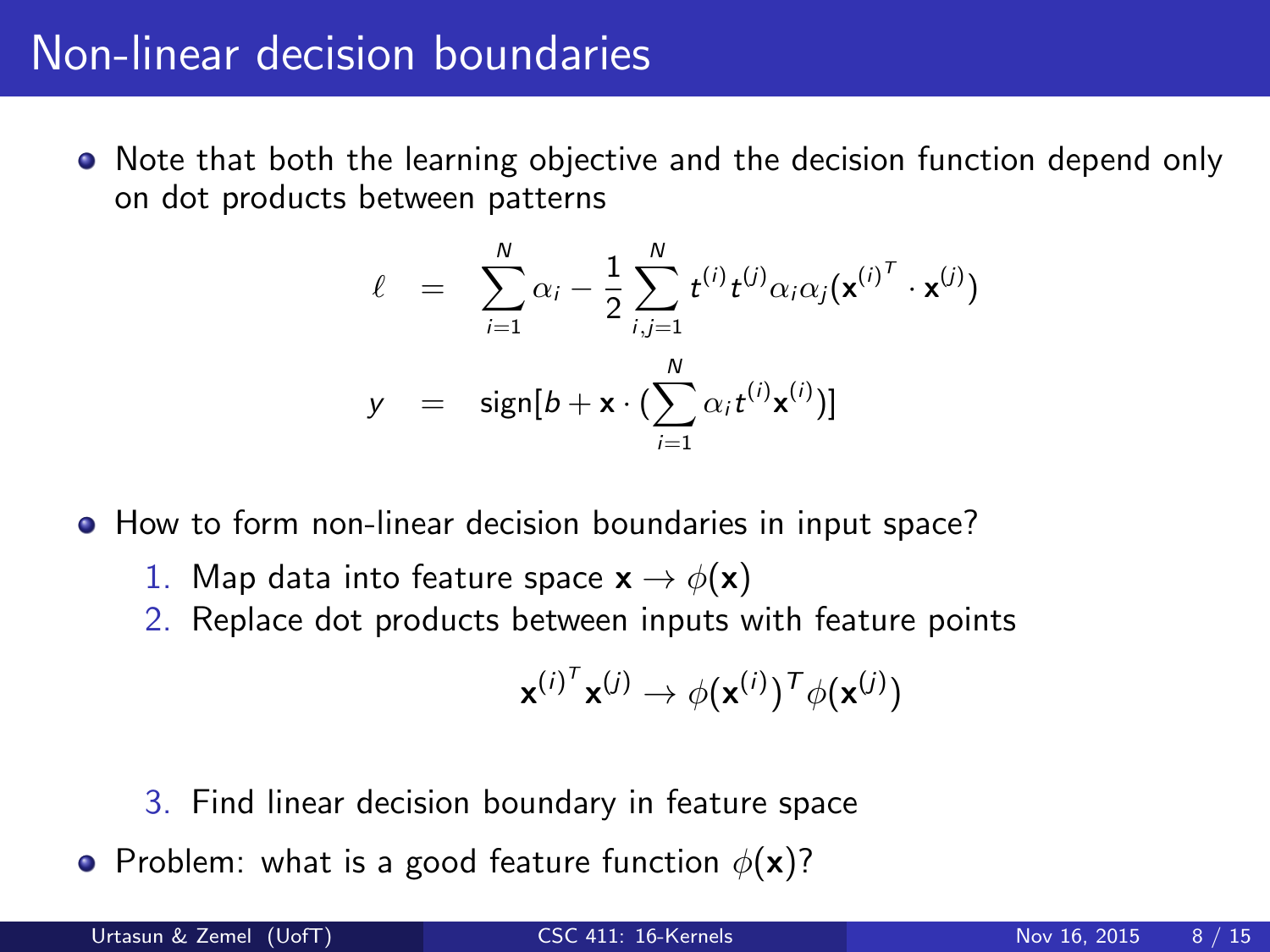# Non-linear decision boundaries

- Note that both the learning objective and the decision function depend only on dot products between patterns

$$
\begin{aligned}
\ell &= \sum_{i=1}^{N} \alpha_i - \frac{1}{2} \sum_{i,j=1}^{N} t^{(i)} t^{(j)} \alpha_i \alpha_j (\mathbf{x}^{(i)^T} \cdot \mathbf{x}^{(j)}) \\
y &= \text{sign}[b + \mathbf{x} \cdot (\sum_{i=1}^{N} \alpha_i t^{(i)} \mathbf{x}^{(i)})]
\end{aligned}
$$

- How to form non-linear decision boundaries in input space?
  1. Map data into feature space $\mathbf{x} \rightarrow \phi(\mathbf{x})$
  2. Replace dot products between inputs with feature points

     $$\mathbf{x}^{(i)^T} \mathbf{x}^{(j)} \rightarrow \phi(\mathbf{x}^{(i)})^T \phi(\mathbf{x}^{(j)})$$

  3. Find linear decision boundary in feature space
- Problem: what is a good feature function $\phi(\mathbf{x})$?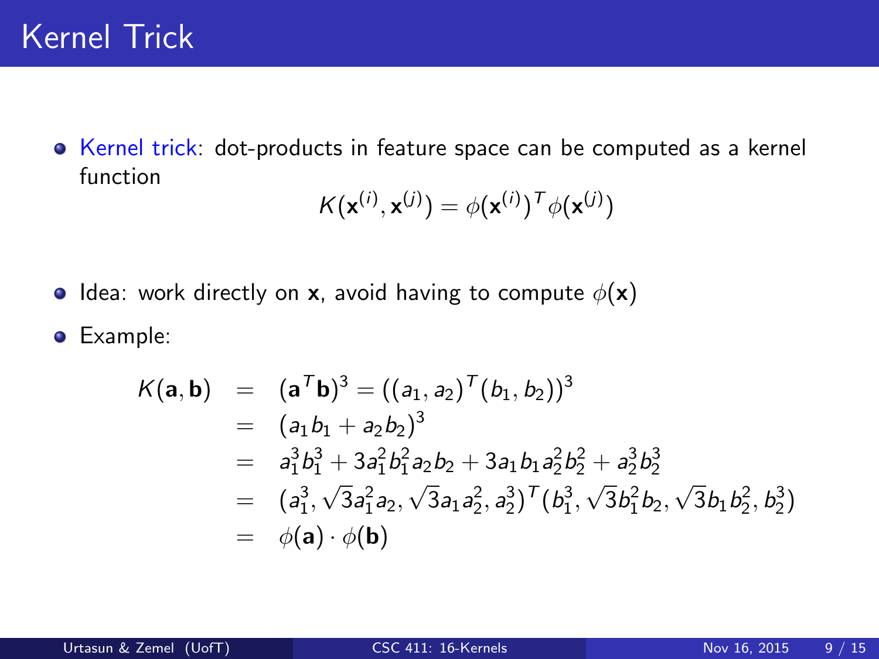# Kernel Trick

- Kernel trick: dot-products in feature space can be computed as a kernel function

$$K(\mathbf{x}^{(i)}, \mathbf{x}^{(j)}) = \phi(\mathbf{x}^{(i)})^T \phi(\mathbf{x}^{(j)})$$

- Idea: work directly on $\mathbf{x}$, avoid having to compute $\phi(\mathbf{x})$
- Example:

$$\begin{aligned}
K(\mathbf{a}, \mathbf{b}) &= (\mathbf{a}^T \mathbf{b})^3 = ((a_1, a_2)^T (b_1, b_2))^3 \\
&= (a_1 b_1 + a_2 b_2)^3 \\
&= a_1^3 b_1^3 + 3 a_1^2 b_1^2 a_2 b_2 + 3 a_1 b_1 a_2^2 b_2^2 + a_2^3 b_2^3 \\
&= (a_1^3, \sqrt{3} a_1^2 a_2, \sqrt{3} a_1 a_2^2, a_2^3)^T (b_1^3, \sqrt{3} b_1^2 b_2, \sqrt{3} b_1 b_2^2, b_2^3) \\
&= \phi(\mathbf{a}) \cdot \phi(\mathbf{b})
\end{aligned}$$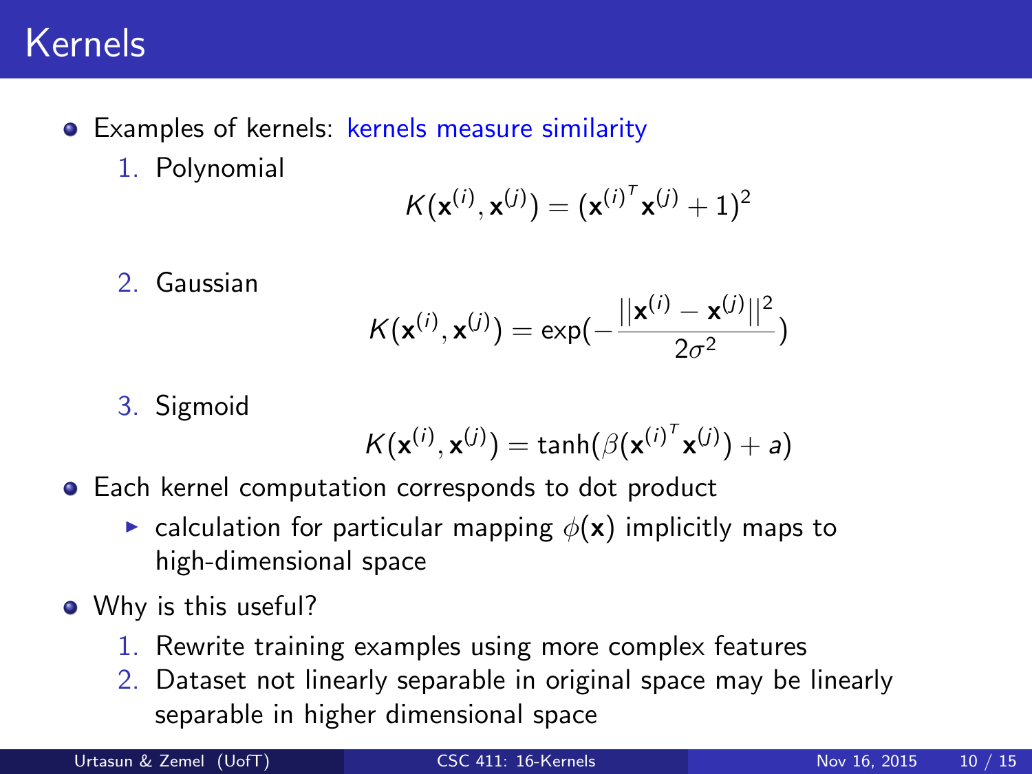# Kernels

- Examples of kernels: kernels measure similarity
  1. Polynomial
  $$K(\mathbf{x}^{(i)}, \mathbf{x}^{(j)}) = (\mathbf{x}^{(i)^T}\mathbf{x}^{(j)} + 1)^2$$
  2. Gaussian
  $$K(\mathbf{x}^{(i)}, \mathbf{x}^{(j)}) = \exp(-\frac{||\mathbf{x}^{(i)} - \mathbf{x}^{(j)}||^2}{2\sigma^2})$$
  3. Sigmoid
  $$K(\mathbf{x}^{(i)}, \mathbf{x}^{(j)}) = \tanh(\beta(\mathbf{x}^{(i)^T}\mathbf{x}^{(j)}) + a)$$
- Each kernel computation corresponds to dot product
  - calculation for particular mapping $\phi(\mathbf{x})$ implicitly maps to high-dimensional space
- Why is this useful?
  1. Rewrite training examples using more complex features
  2. Dataset not linearly separable in original space may be linearly separable in higher dimensional space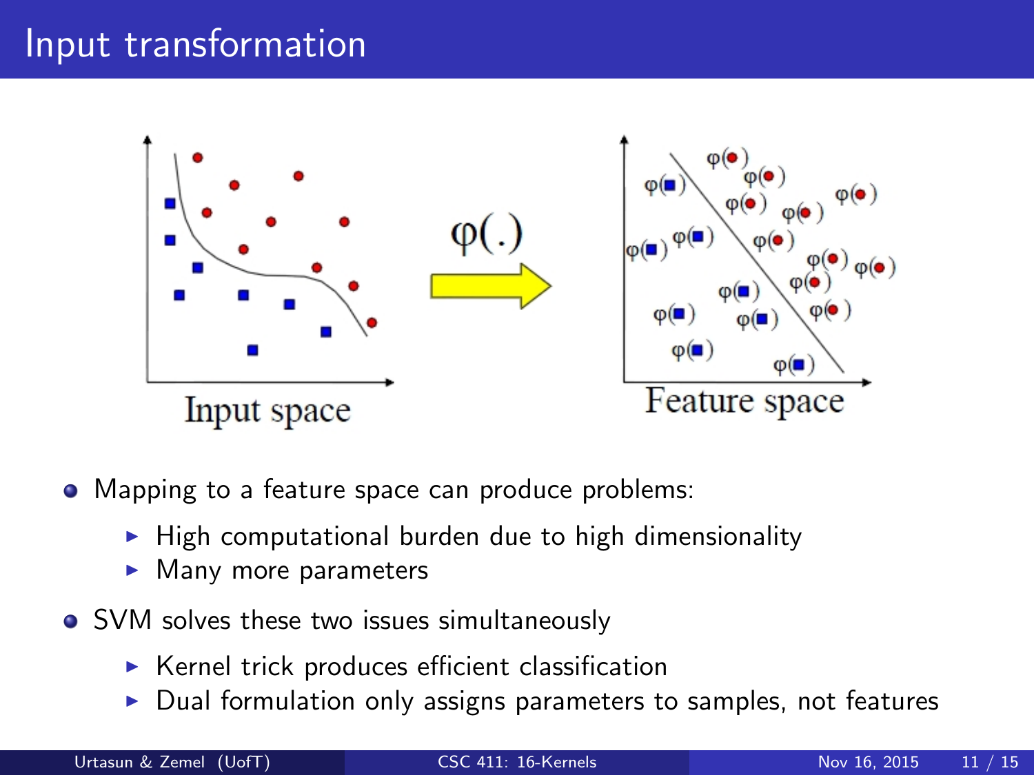# Input transformation

- Mapping to a feature space can produce problems:
  - High computational burden due to high dimensionality
  - Many more parameters
- SVM solves these two issues simultaneously
  - Kernel trick produces efficient classification
  - Dual formulation only assigns parameters to samples, not features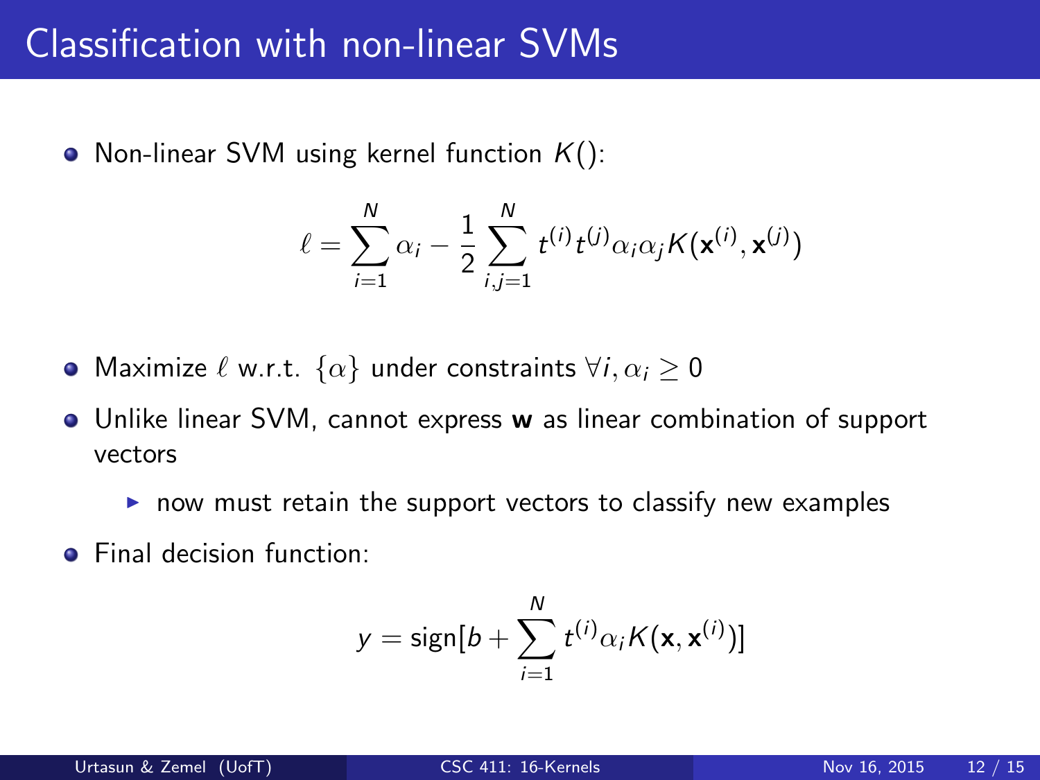# Classification with non-linear SVMs

- Non-linear SVM using kernel function $K()$:

$$\ell = \sum_{i=1}^{N} \alpha_i - \frac{1}{2} \sum_{i,j=1}^{N} t^{(i)} t^{(j)} \alpha_i \alpha_j K(\mathbf{x}^{(i)}, \mathbf{x}^{(j)})$$

- Maximize $\ell$ w.r.t. $\{\alpha\}$ under constraints $\forall i, \alpha_i \geq 0$
- Unlike linear SVM, cannot express **w** as linear combination of support vectors
  - now must retain the support vectors to classify new examples
- Final decision function:

$$y = \text{sign}[b + \sum_{i=1}^{N} t^{(i)} \alpha_i K(\mathbf{x}, \mathbf{x}^{(i)})]$$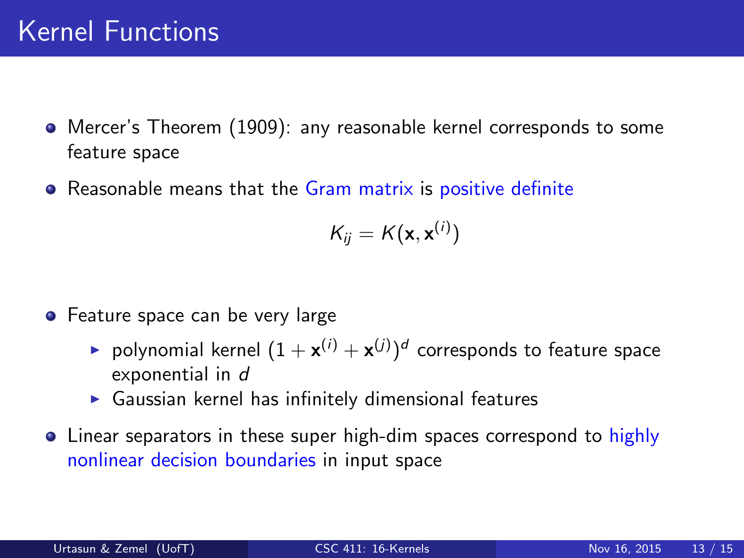# Kernel Functions

- Mercer's Theorem (1909): any reasonable kernel corresponds to some feature space
- Reasonable means that the Gram matrix is positive definite

$$K_{ij} = K(\mathbf{x}, \mathbf{x}^{(i)})$$

- Feature space can be very large
  - polynomial kernel $(1 + \mathbf{x}^{(i)} + \mathbf{x}^{(j)})^d$ corresponds to feature space exponential in $d$
  - Gaussian kernel has infinitely dimensional features
- Linear separators in these super high-dim spaces correspond to highly nonlinear decision boundaries in input space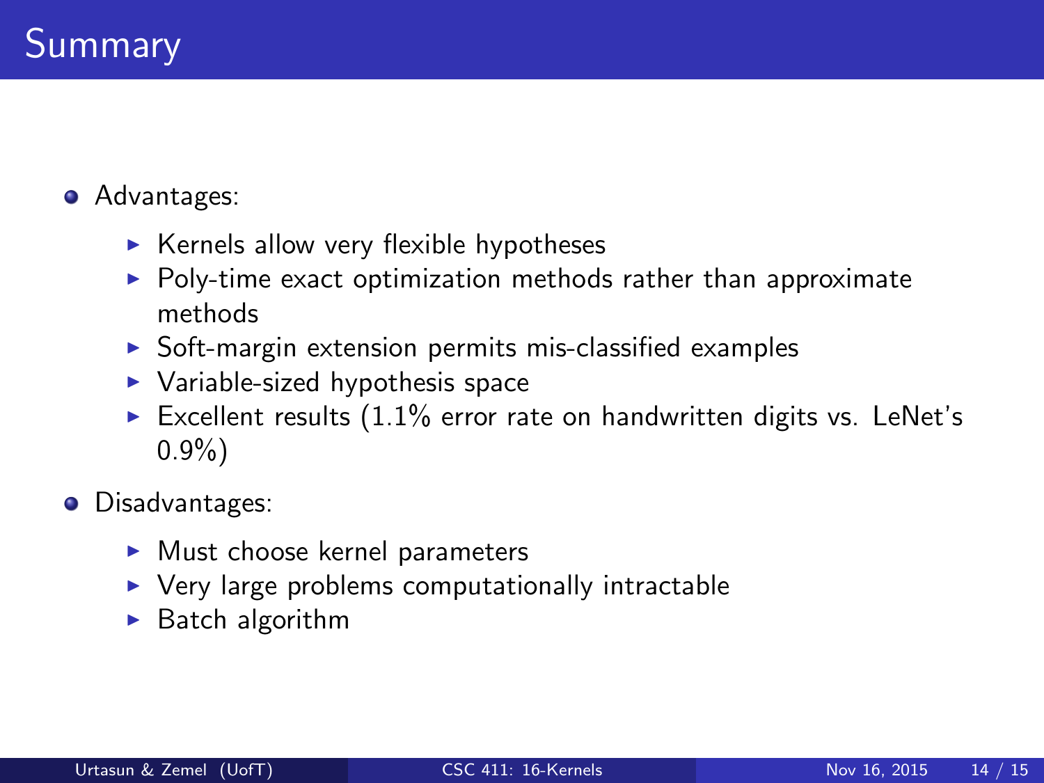# Summary

- Advantages:
  - Kernels allow very flexible hypotheses
  - Poly-time exact optimization methods rather than approximate methods
  - Soft-margin extension permits mis-classified examples
  - Variable-sized hypothesis space
  - Excellent results (1.1% error rate on handwritten digits vs. LeNet's 0.9%)
- Disadvantages:
  - Must choose kernel parameters
  - Very large problems computationally intractable
  - Batch algorithm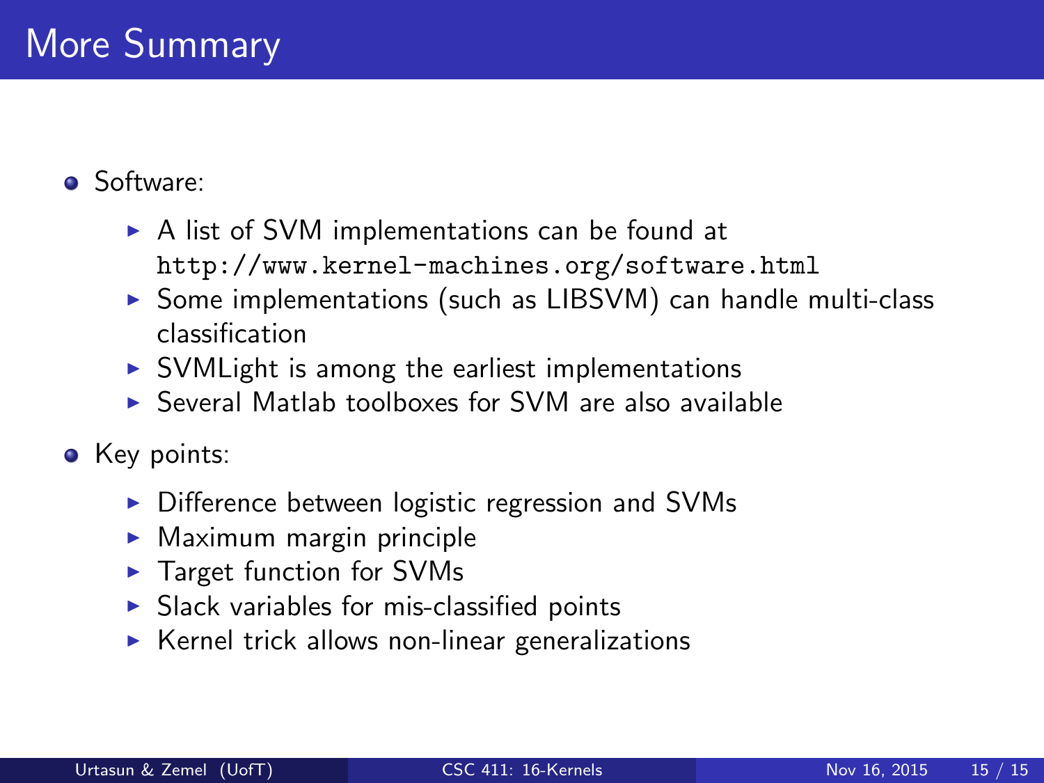# More Summary

- Software:
  - A list of SVM implementations can be found at `http://www.kernel-machines.org/software.html`
  - Some implementations (such as LIBSVM) can handle multi-class classification
  - SVMLight is among the earliest implementations
  - Several Matlab toolboxes for SVM are also available
- Key points:
  - Difference between logistic regression and SVMs
  - Maximum margin principle
  - Target function for SVMs
  - Slack variables for mis-classified points
  - Kernel trick allows non-linear generalizations